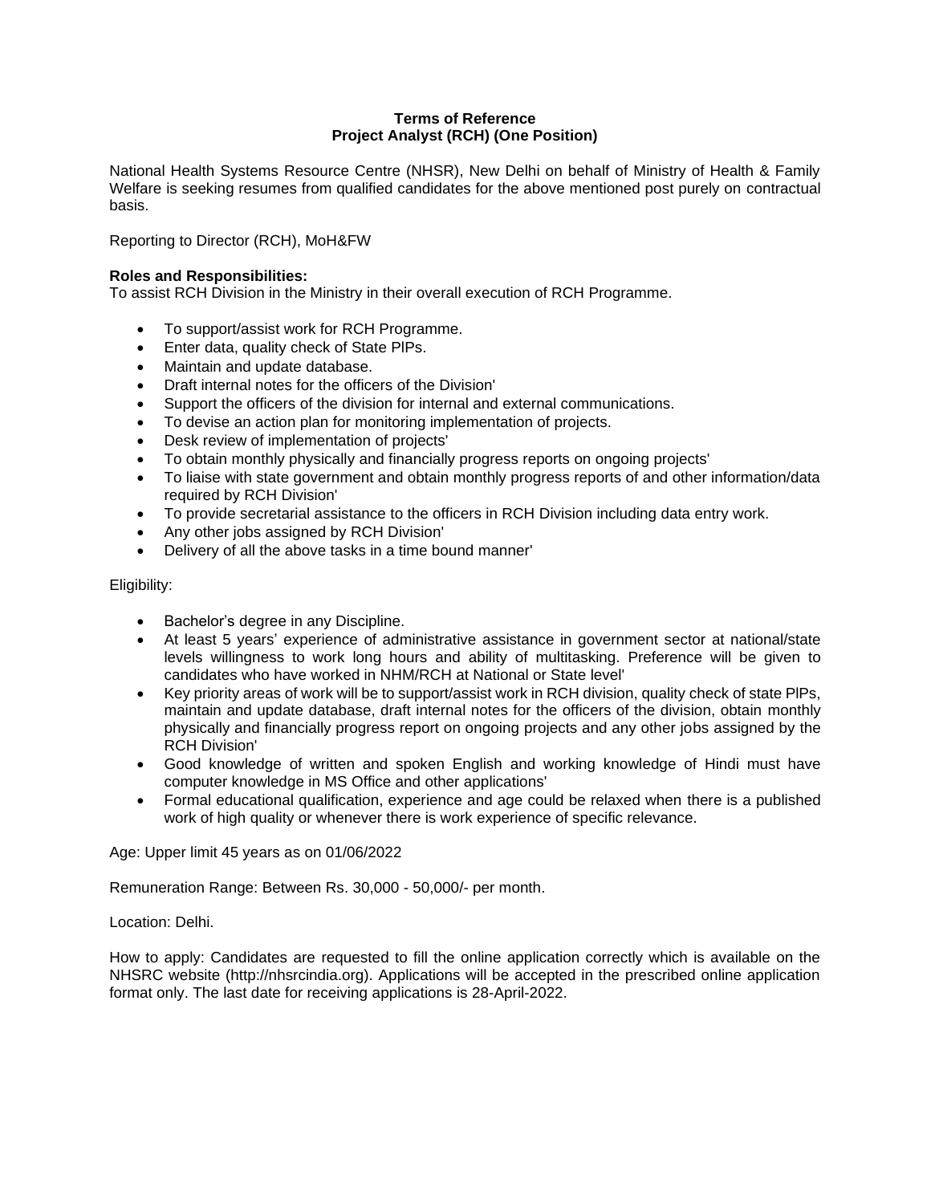**Terms of Reference**
**Project Analyst (RCH) (One Position)**

National Health Systems Resource Centre (NHSR), New Delhi on behalf of Ministry of Health & Family Welfare is seeking resumes from qualified candidates for the above mentioned post purely on contractual basis.

Reporting to Director (RCH), MoH&FW

**Roles and Responsibilities:**
To assist RCH Division in the Ministry in their overall execution of RCH Programme.

- To support/assist work for RCH Programme.
- Enter data, quality check of State PlPs.
- Maintain and update database.
- Draft internal notes for the officers of the Division'
- Support the officers of the division for internal and external communications.
- To devise an action plan for monitoring implementation of projects.
- Desk review of implementation of projects'
- To obtain monthly physically and financially progress reports on ongoing projects'
- To liaise with state government and obtain monthly progress reports of and other information/data required by RCH Division'
- To provide secretarial assistance to the officers in RCH Division including data entry work.
- Any other jobs assigned by RCH Division'
- Delivery of all the above tasks in a time bound manner'

Eligibility:

- Bachelor's degree in any Discipline.
- At least 5 years' experience of administrative assistance in government sector at national/state levels willingness to work long hours and ability of multitasking. Preference will be given to candidates who have worked in NHM/RCH at National or State level'
- Key priority areas of work will be to support/assist work in RCH division, quality check of state PlPs, maintain and update database, draft internal notes for the officers of the division, obtain monthly physically and financially progress report on ongoing projects and any other jobs assigned by the RCH Division'
- Good knowledge of written and spoken English and working knowledge of Hindi must have computer knowledge in MS Office and other applications'
- Formal educational qualification, experience and age could be relaxed when there is a published work of high quality or whenever there is work experience of specific relevance.

Age: Upper limit 45 years as on 01/06/2022

Remuneration Range: Between Rs. 30,000 - 50,000/- per month.

Location: Delhi.

How to apply: Candidates are requested to fill the online application correctly which is available on the NHSRC website (http://nhsrcindia.org). Applications will be accepted in the prescribed online application format only. The last date for receiving applications is 28-April-2022.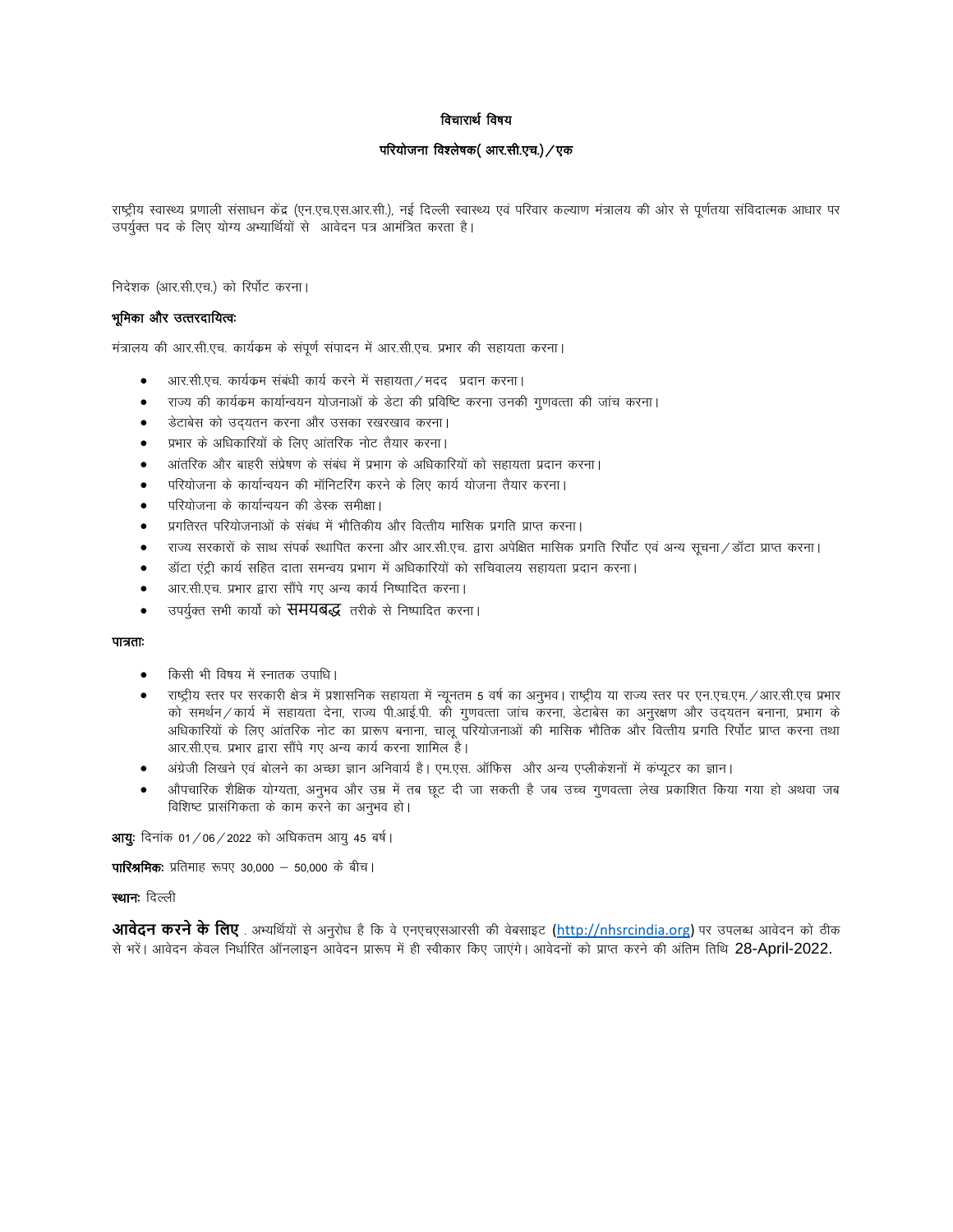**विचारार्थ विषय**

**परियोजना विश्लेषक( आर.सी.एच.)/एक**

राष्ट्रीय स्वास्थ्य प्रणाली संसाधन केंद्र (एन.एच.एस.आर.सी.), नई दिल्ली स्वास्थ्य एवं परिवार कल्याण मंत्रालय की ओर से पूर्णतया संविदात्मक आधार पर उपर्युक्त पद के लिए योग्य अभ्यार्थियों से आवेदन पत्र आमंत्रित करता है।

निदेशक (आर.सी.एच.) को रिपोर्ट करना।

**भूमिका और उत्तरदायित्वः**

मंत्रालय की आर.सी.एच. कार्यक्रम के संपूर्ण संपादन में आर.सी.एच. प्रभार की सहायता करना।

- आर.सी.एच. कार्यक्रम संबंधी कार्य करने में सहायता/मदद प्रदान करना।
- राज्य की कार्यक्रम कार्यान्वयन योजनाओं के डेटा की प्रविष्टि करना उनकी गुणवत्ता की जांच करना।
- डेटाबेस को उद्यतन करना और उसका रखरखाव करना।
- प्रभार के अधिकारियों के लिए आंतरिक नोट तैयार करना।
- आंतरिक और बाहरी संप्रेषण के संबंध में प्रभाग के अधिकारियों को सहायता प्रदान करना।
- परियोजना के कार्यान्वयन की मॉनिटरिंग करने के लिए कार्य योजना तैयार करना।
- परियोजना के कार्यान्वयन की डेस्क समीक्षा।
- प्रगतिरत परियोजनाओं के संबंध में भौतिकीय और वित्तीय मासिक प्रगति प्राप्त करना।
- राज्य सरकारों के साथ संपर्क स्थापित करना और आर.सी.एच. द्वारा अपेक्षित मासिक प्रगति रिर्पोट एवं अन्य सूचना/डॉटा प्राप्त करना।
- डॉटा एंट्री कार्य सहित दाता समन्वय प्रभाग में अधिकारियों को सचिवालय सहायता प्रदान करना।
- आर.सी.एच. प्रभार द्वारा सौंपे गए अन्य कार्य निष्पादित करना।
- उपर्युक्त सभी कार्यों को **समयबद्ध** तरीके से निष्पादित करना।

**पात्रताः**

- किसी भी विषय में स्नातक उपाधि।
- राष्ट्रीय स्तर पर सरकारी क्षेत्र में प्रशासनिक सहायता में न्यूनतम 5 वर्ष का अनुभव। राष्ट्रीय या राज्य स्तर पर एन.एच.एम./आर.सी.एच प्रभार को समर्थन/कार्य में सहायता देना, राज्य पी.आई.पी. की गुणवत्ता जांच करना, डेटाबेस का अनुरक्षण और उद्यतन बनाना, प्रभाग के अधिकारियों के लिए आंतरिक नोट का प्रारूप बनाना, चालू परियोजनाओं की मासिक भौतिक और वित्तीय प्रगति रिर्पोट प्राप्त करना तथा आर.सी.एच. प्रभार द्वारा सौंपे गए अन्य कार्य करना शामिल है।
- अंग्रेजी लिखने एवं बोलने का अच्छा ज्ञान अनिवार्य है। एम.एस. ऑफिस और अन्य एप्लीकेशनों में कंप्यूटर का ज्ञान।
- औपचारिक शैक्षिक योग्यता, अनुभव और उम्र में तब छूट दी जा सकती है जब उच्च गुणवत्ता लेख प्रकाशित किया गया हो अथवा जब विशिष्ट प्रासंगिकता के काम करने का अनुभव हो।

**आयुः** दिनांक 01/06/2022 को अधिकतम आयु 45 वर्ष।

**पारिश्रमिकः** प्रतिमाह रूपए 30,000 – 50,000 के बीच।

**स्थानः** दिल्ली

**आवेदन करने के लिए** . अभ्यर्थियों से अनुरोध है कि वे एनएचएसआरसी की वेबसाइट (http://nhsrcindia.org) पर उपलब्ध आवेदन को ठीक से भरें। आवेदन केवल निर्धारित ऑनलाइन आवेदन प्रारूप में ही स्वीकार किए जाएंगे। आवेदनों को प्राप्त करने की अंतिम तिथि 28-April-2022.